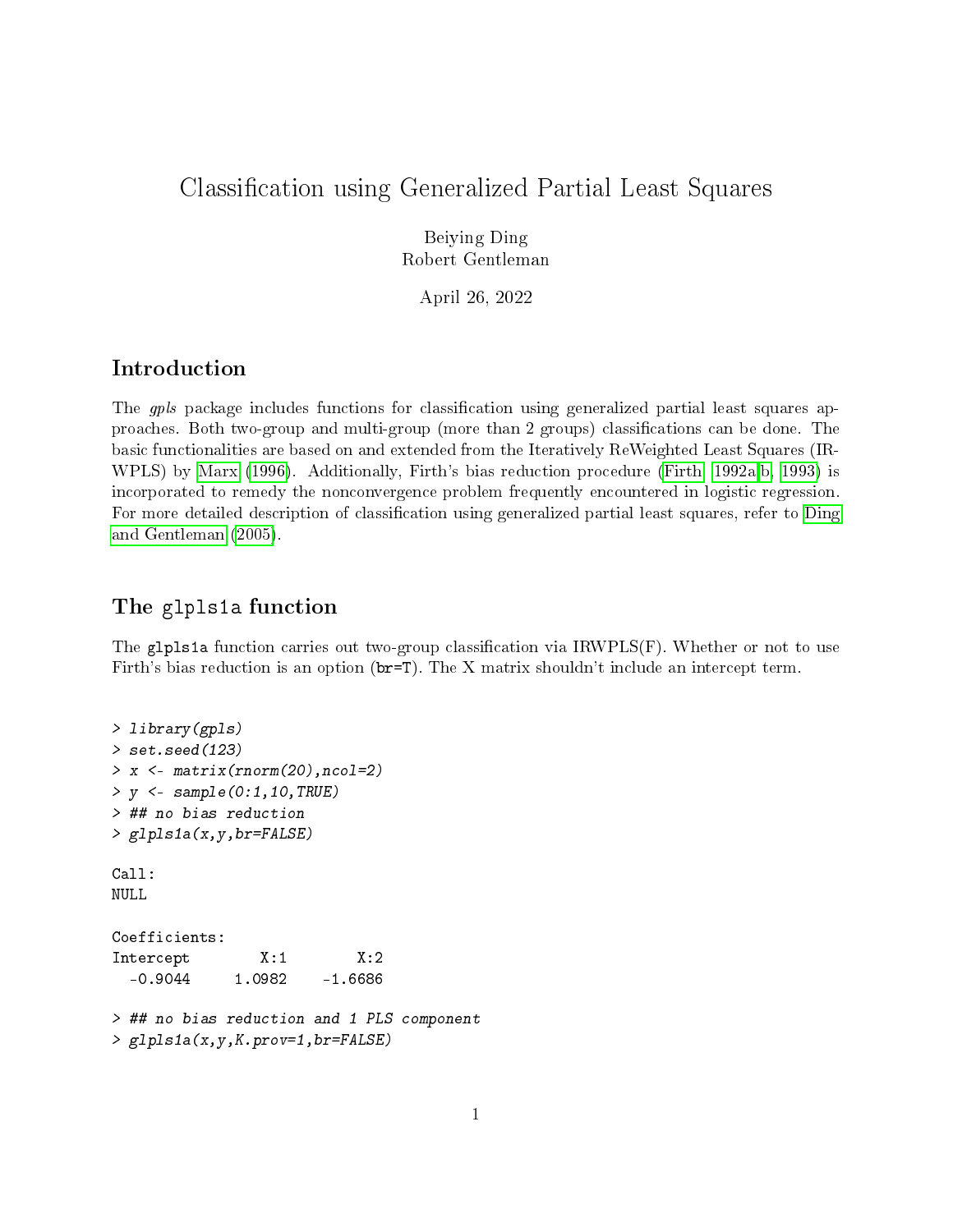# Classification using Generalized Partial Least Squares

Beiying Ding
Robert Gentleman

April 26, 2022

## Introduction

The *gpls* package includes functions for classification using generalized partial least squares approaches. Both two-group and multi-group (more than 2 groups) classifications can be done. The basic functionalities are based on and extended from the Iteratively ReWeighted Least Squares (IRWPLS) by Marx (1996). Additionally, Firth's bias reduction procedure (Firth, 1992a,b, 1993) is incorporated to remedy the nonconvergence problem frequently encountered in logistic regression. For more detailed description of classification using generalized partial least squares, refer to Ding and Gentleman (2005).

## The `glpls1a` function

The `glpls1a` function carries out two-group classification via IRWPLS(F). Whether or not to use Firth's bias reduction is an option (`br=T`). The X matrix shouldn't include an intercept term.

```
> library(gpls)
> set.seed(123)
> x <- matrix(rnorm(20),ncol=2)
> y <- sample(0:1,10,TRUE)
> ## no bias reduction
> glpls1a(x,y,br=FALSE)

Call:
NULL

Coefficients:
Intercept        X:1        X:2
  -0.9044     1.0982    -1.6686

> ## no bias reduction and 1 PLS component
> glpls1a(x,y,K.prov=1,br=FALSE)
```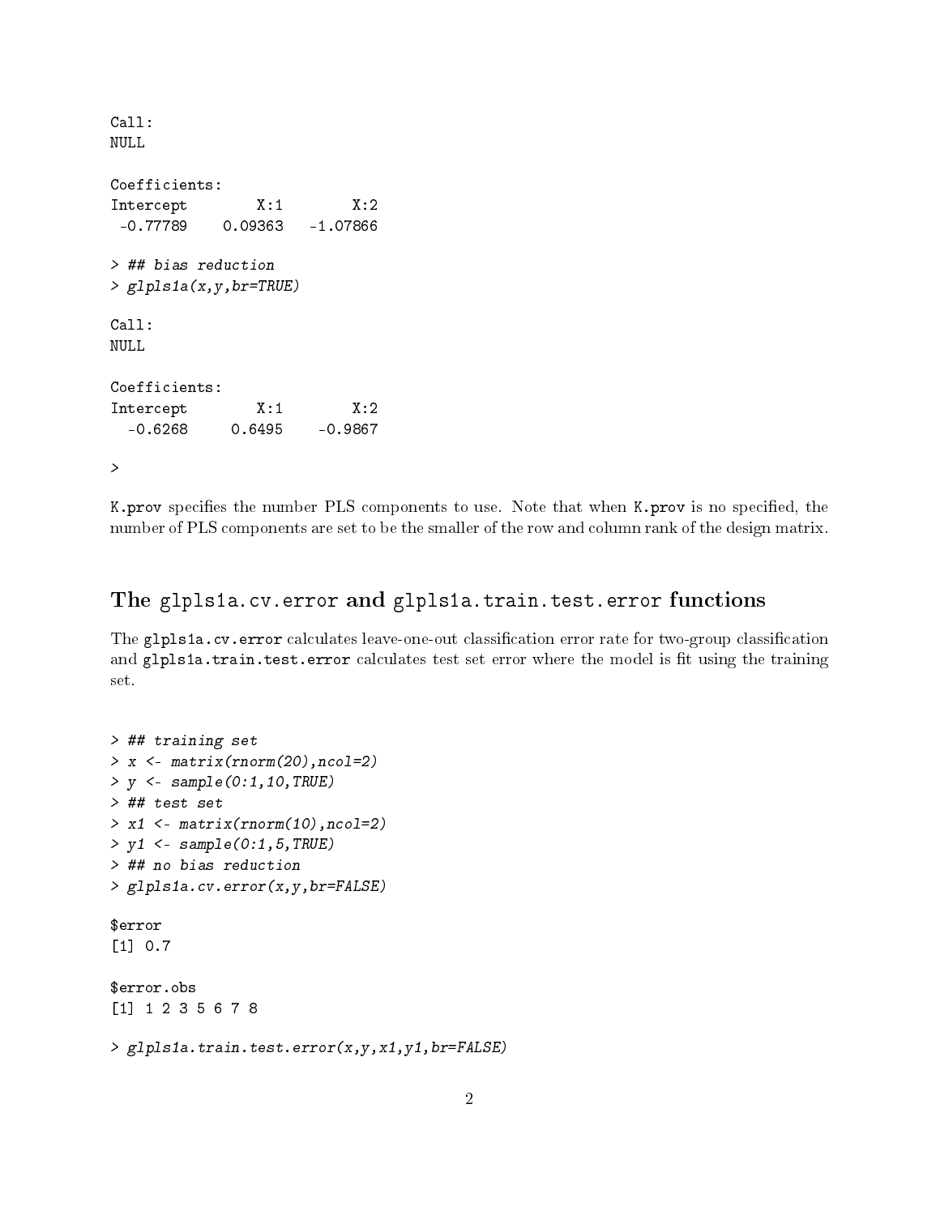```
Call:
NULL

Coefficients:
Intercept        X:1        X:2
 -0.77789    0.09363   -1.07866

> ## bias reduction
> glpls1a(x,y,br=TRUE)

Call:
NULL

Coefficients:
Intercept        X:1        X:2
  -0.6268     0.6495    -0.9867

>
```

K.prov specifies the number PLS components to use. Note that when K.prov is no specified, the number of PLS components are set to be the smaller of the row and column rank of the design matrix.

## The glpls1a.cv.error and glpls1a.train.test.error functions

The glpls1a.cv.error calculates leave-one-out classification error rate for two-group classification and glpls1a.train.test.error calculates test set error where the model is fit using the training set.

```
> ## training set
> x <- matrix(rnorm(20),ncol=2)
> y <- sample(0:1,10,TRUE)
> ## test set
> x1 <- matrix(rnorm(10),ncol=2)
> y1 <- sample(0:1,5,TRUE)
> ## no bias reduction
> glpls1a.cv.error(x,y,br=FALSE)

$error
[1] 0.7

$error.obs
[1] 1 2 3 5 6 7 8

> glpls1a.train.test.error(x,y,x1,y1,br=FALSE)
```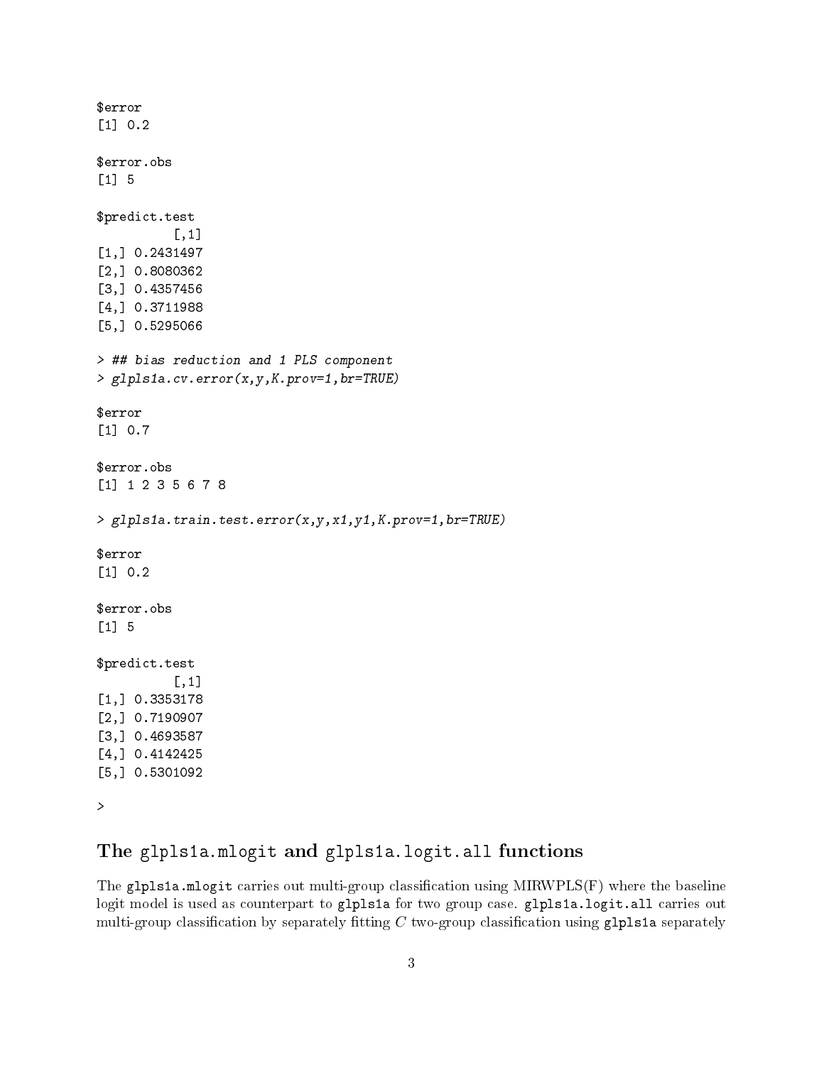```
$error
[1] 0.2

$error.obs
[1] 5

$predict.test
          [,1]
[1,] 0.2431497
[2,] 0.8080362
[3,] 0.4357456
[4,] 0.3711988
[5,] 0.5295066

> ## bias reduction and 1 PLS component
> glpls1a.cv.error(x,y,K.prov=1,br=TRUE)

$error
[1] 0.7

$error.obs
[1] 1 2 3 5 6 7 8

> glpls1a.train.test.error(x,y,x1,y1,K.prov=1,br=TRUE)

$error
[1] 0.2

$error.obs
[1] 5

$predict.test
          [,1]
[1,] 0.3353178
[2,] 0.7190907
[3,] 0.4693587
[4,] 0.4142425
[5,] 0.5301092

>
```

## The `glpls1a.mlogit` and `glpls1a.logit.all` functions

The `glpls1a.mlogit` carries out multi-group classification using MIRWPLS(F) where the baseline logit model is used as counterpart to `glpls1a` for two group case. `glpls1a.logit.all` carries out multi-group classification by separately fitting $C$ two-group classification using `glpls1a` separately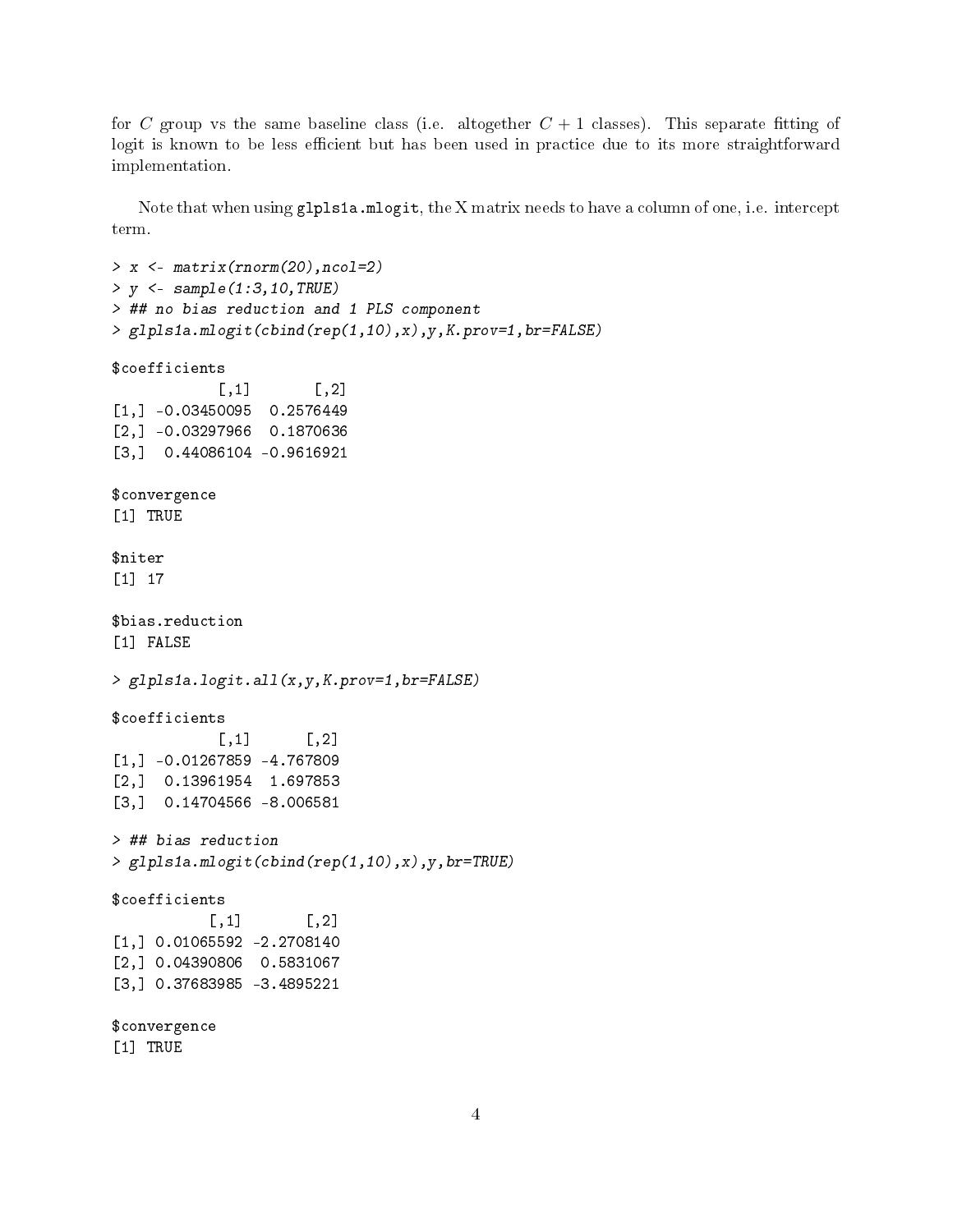for $C$ group vs the same baseline class (i.e. altogether $C + 1$ classes). This separate fitting of logit is known to be less efficient but has been used in practice due to its more straightforward implementation.

Note that when using `glpls1a.mlogit`, the X matrix needs to have a column of one, i.e. intercept term.

```
> x <- matrix(rnorm(20),ncol=2)
> y <- sample(1:3,10,TRUE)
> ## no bias reduction and 1 PLS component
> glpls1a.mlogit(cbind(rep(1,10),x),y,K.prov=1,br=FALSE)

$coefficients
            [,1]       [,2]
[1,] -0.03450095  0.2576449
[2,] -0.03297966  0.1870636
[3,]  0.44086104 -0.9616921

$convergence
[1] TRUE

$niter
[1] 17

$bias.reduction
[1] FALSE

> glpls1a.logit.all(x,y,K.prov=1,br=FALSE)

$coefficients
            [,1]      [,2]
[1,] -0.01267859 -4.767809
[2,]  0.13961954  1.697853
[3,]  0.14704566 -8.006581

> ## bias reduction
> glpls1a.mlogit(cbind(rep(1,10),x),y,br=TRUE)

$coefficients
           [,1]       [,2]
[1,] 0.01065592 -2.2708140
[2,] 0.04390806  0.5831067
[3,] 0.37683985 -3.4895221

$convergence
[1] TRUE
```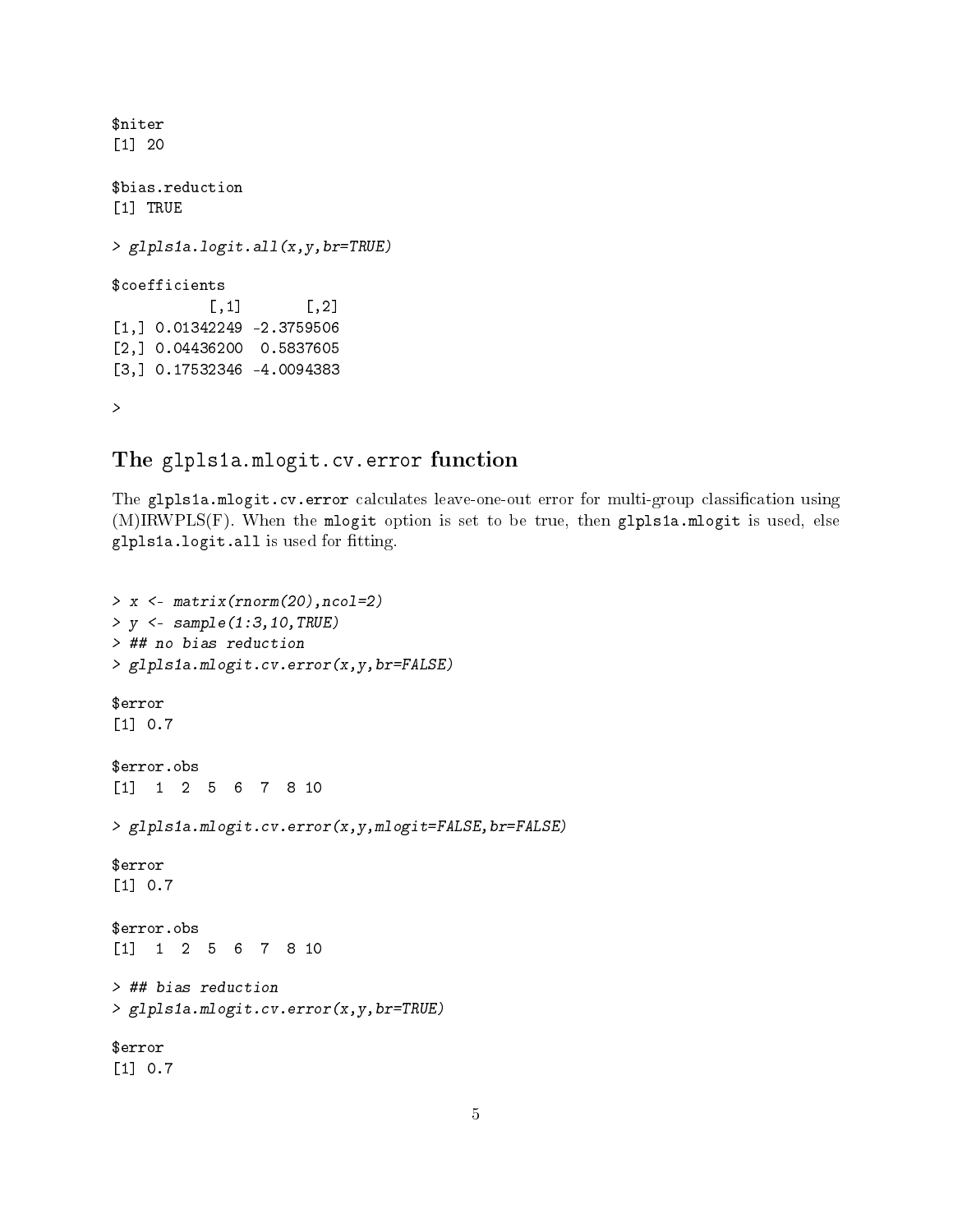```
$niter
[1] 20

$bias.reduction
[1] TRUE

> glpls1a.logit.all(x,y,br=TRUE)

$coefficients
           [,1]       [,2]
[1,] 0.01342249 -2.3759506
[2,] 0.04436200  0.5837605
[3,] 0.17532346 -4.0094383

>
```

## The glpls1a.mlogit.cv.error function

The **glpls1a.mlogit.cv.error** calculates leave-one-out error for multi-group classification using (M)IRWPLS(F). When the **mlogit** option is set to be true, then **glpls1a.mlogit** is used, else **glpls1a.logit.all** is used for fitting.

```
> x <- matrix(rnorm(20),ncol=2)
> y <- sample(1:3,10,TRUE)
> ## no bias reduction
> glpls1a.mlogit.cv.error(x,y,br=FALSE)

$error
[1] 0.7

$error.obs
[1]  1  2  5  6  7  8 10

> glpls1a.mlogit.cv.error(x,y,mlogit=FALSE,br=FALSE)

$error
[1] 0.7

$error.obs
[1]  1  2  5  6  7  8 10

> ## bias reduction
> glpls1a.mlogit.cv.error(x,y,br=TRUE)

$error
[1] 0.7
```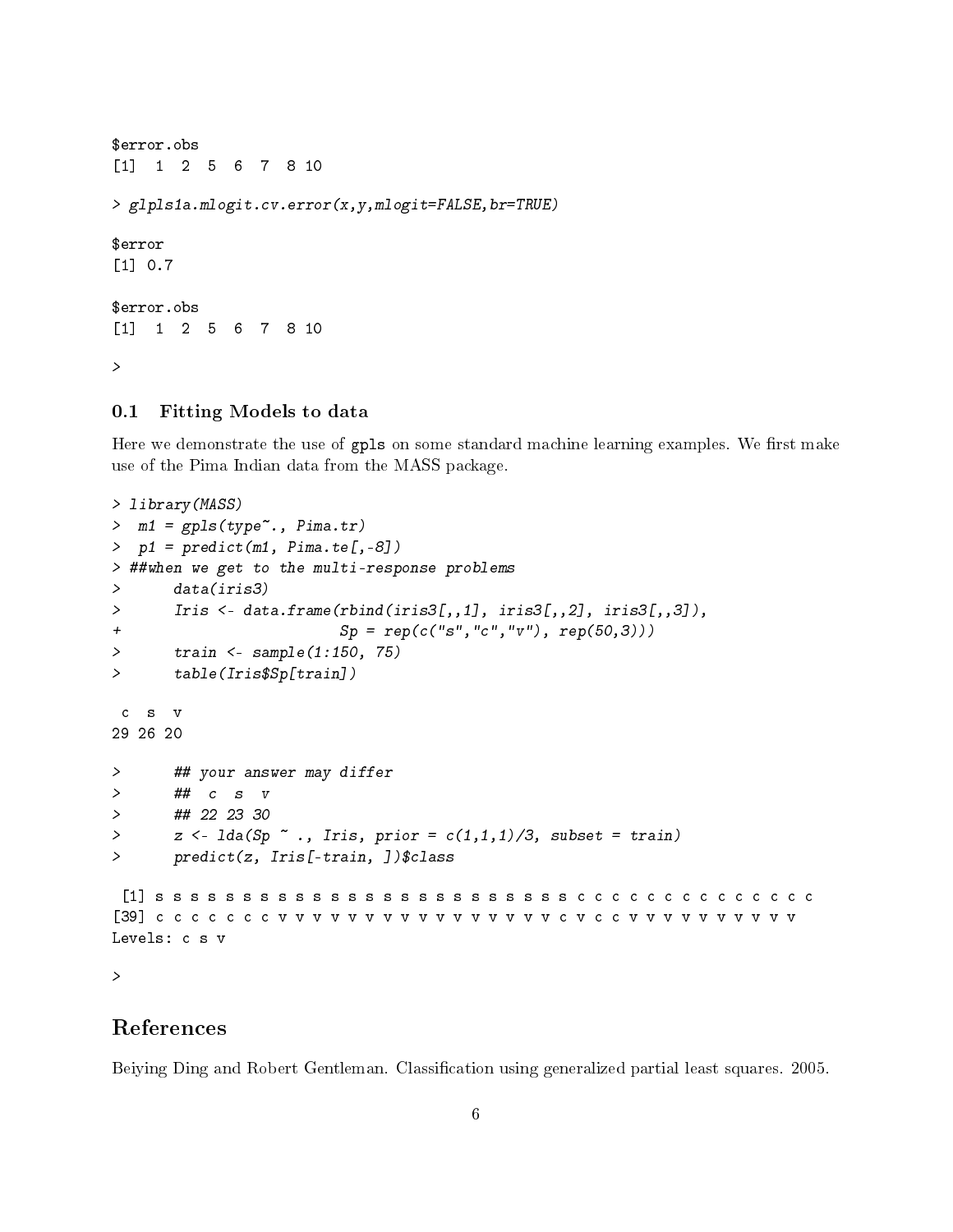```
$error.obs
[1]  1  2  5  6  7  8 10

> glpls1a.mlogit.cv.error(x,y,mlogit=FALSE,br=TRUE)

$error
[1] 0.7

$error.obs
[1]  1  2  5  6  7  8 10

>
```

### 0.1 Fitting Models to data

Here we demonstrate the use of gpls on some standard machine learning examples. We first make use of the Pima Indian data from the MASS package.

```
> library(MASS)
>  m1 = gpls(type~., Pima.tr)
>  p1 = predict(m1, Pima.te[,-8])
> ##when we get to the multi-response problems
>      data(iris3)
>      Iris <- data.frame(rbind(iris3[,,1], iris3[,,2], iris3[,,3]),
+                         Sp = rep(c("s","c","v"), rep(50,3)))
>      train <- sample(1:150, 75)
>      table(Iris$Sp[train])

 c  s  v 
29 26 20 

>      ## your answer may differ
>      ##  c  s  v
>      ## 22 23 30
>      z <- lda(Sp ~ ., Iris, prior = c(1,1,1)/3, subset = train)
>      predict(z, Iris[-train, ])$class

 [1] s s s s s s s s s s s s s s s s s s s s s s s s s s c c c c c c c c c c c c
[39] c c c c c c c v v v v v v v v v v v v v v v v v c v c c v v v v v v v v v v
Levels: c s v

>
```

# References

Beiying Ding and Robert Gentleman. Classification using generalized partial least squares. 2005.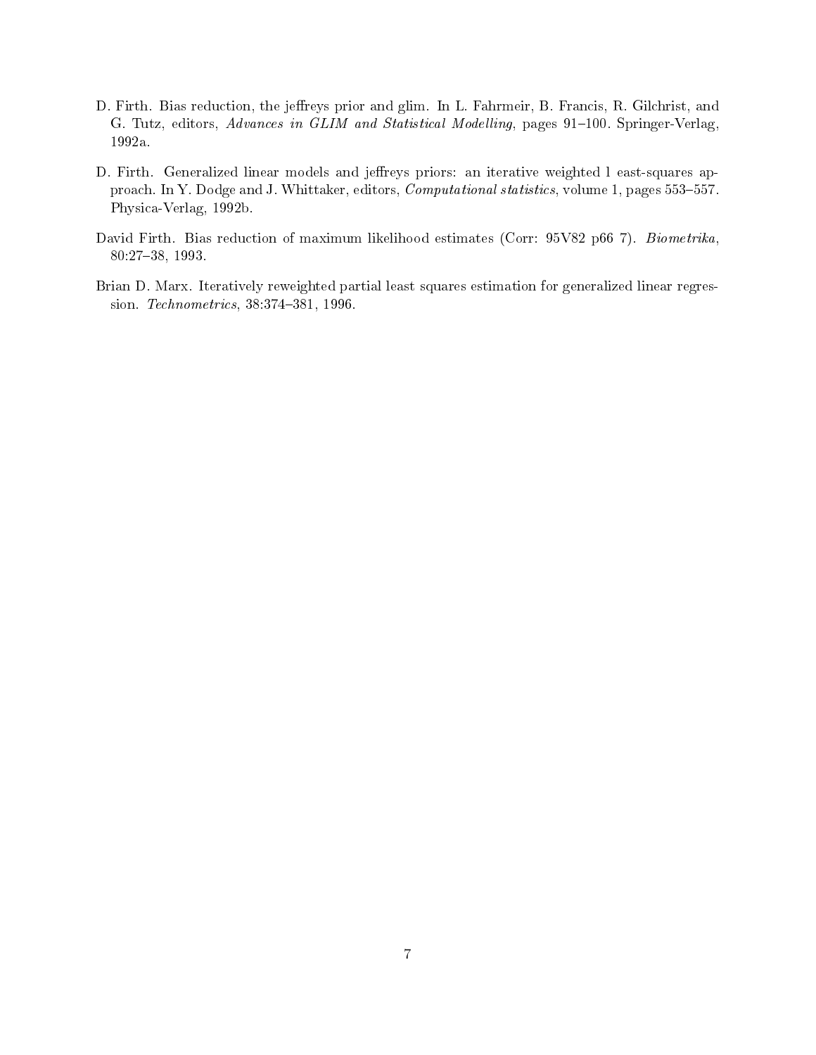D. Firth. Bias reduction, the jeffreys prior and glim. In L. Fahrmeir, B. Francis, R. Gilchrist, and G. Tutz, editors, *Advances in GLIM and Statistical Modelling*, pages 91–100. Springer-Verlag, 1992a.

D. Firth. Generalized linear models and jeffreys priors: an iterative weighted l east-squares approach. In Y. Dodge and J. Whittaker, editors, *Computational statistics*, volume 1, pages 553–557. Physica-Verlag, 1992b.

David Firth. Bias reduction of maximum likelihood estimates (Corr: 95V82 p66 7). *Biometrika*, 80:27–38, 1993.

Brian D. Marx. Iteratively reweighted partial least squares estimation for generalized linear regression. *Technometrics*, 38:374–381, 1996.